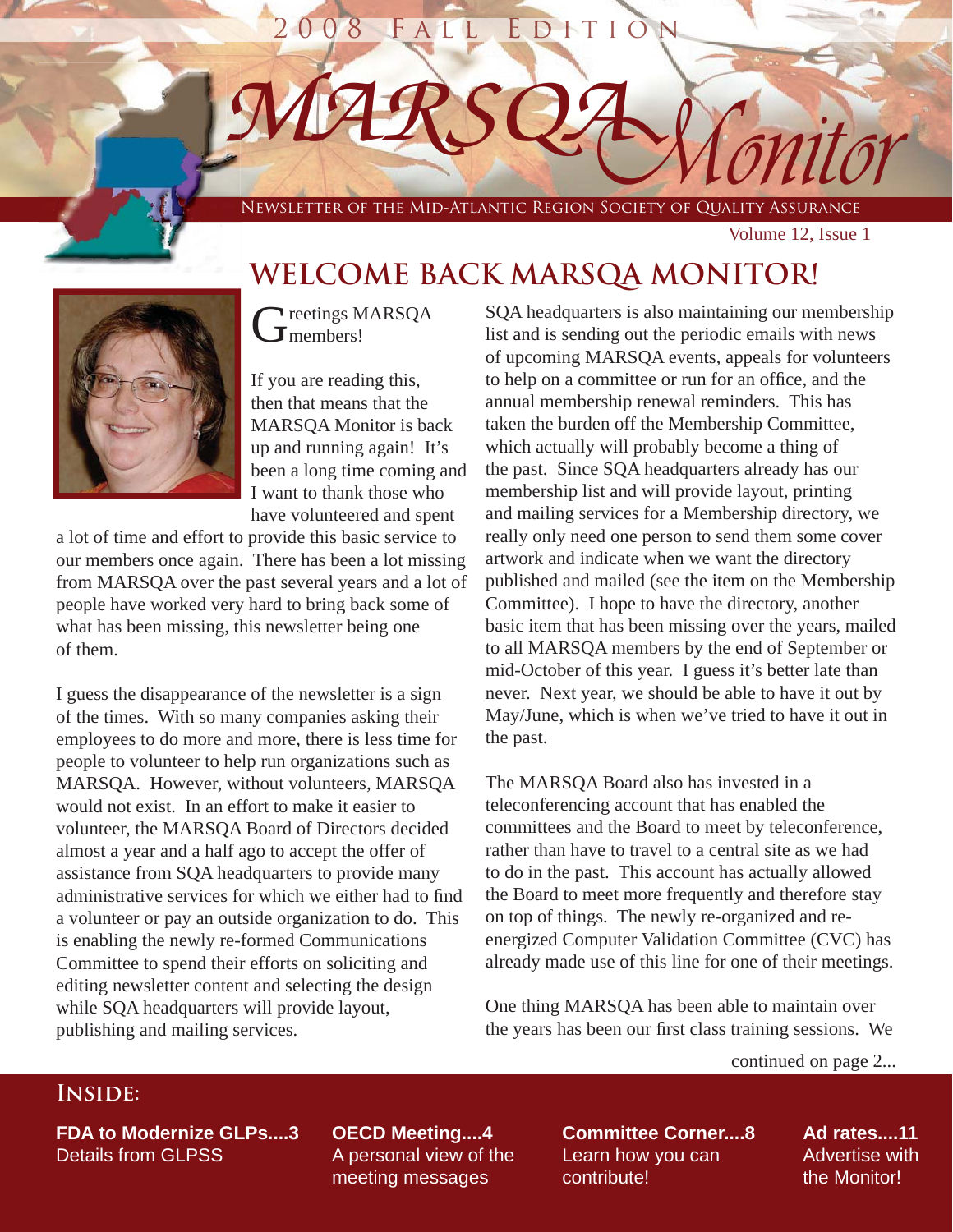2008 Fall Edition

# MARSQA Monitor

Newsletter of the Mid-Atlantic Region Society of Quality Assurance

Volume 12, Issue 1

## WELCOME BACK MARSQA MONITOR!

Greetings MARSQA members!

If you are reading this, then that means that the MARSQA Monitor is back up and running again! It's been a long time coming and I want to thank those who have volunteered and spent a lot of time and effort to provide this basic service to our members once again. There has been a lot missing from MARSQA over the past several years and a lot of people have worked very hard to bring back some of what has been missing, this newsletter being one of them.

I guess the disappearance of the newsletter is a sign of the times. With so many companies asking their employees to do more and more, there is less time for people to volunteer to help run organizations such as MARSQA. However, without volunteers, MARSQA would not exist. In an effort to make it easier to volunteer, the MARSQA Board of Directors decided almost a year and a half ago to accept the offer of assistance from SQA headquarters to provide many administrative services for which we either had to find a volunteer or pay an outside organization to do. This is enabling the newly re-formed Communications Committee to spend their efforts on soliciting and editing newsletter content and selecting the design while SQA headquarters will provide layout, publishing and mailing services.

SQA headquarters is also maintaining our membership list and is sending out the periodic emails with news of upcoming MARSQA events, appeals for volunteers to help on a committee or run for an office, and the annual membership renewal reminders. This has taken the burden off the Membership Committee, which actually will probably become a thing of the past. Since SQA headquarters already has our membership list and will provide layout, printing and mailing services for a Membership directory, we really only need one person to send them some cover artwork and indicate when we want the directory published and mailed (see the item on the Membership Committee). I hope to have the directory, another basic item that has been missing over the years, mailed to all MARSQA members by the end of September or mid-October of this year. I guess it's better late than never. Next year, we should be able to have it out by May/June, which is when we've tried to have it out in the past.

The MARSQA Board also has invested in a teleconferencing account that has enabled the committees and the Board to meet by teleconference, rather than have to travel to a central site as we had to do in the past. This account has actually allowed the Board to meet more frequently and therefore stay on top of things. The newly re-organized and re-energized Computer Validation Committee (CVC) has already made use of this line for one of their meetings.

One thing MARSQA has been able to maintain over the years has been our first class training sessions. We

continued on page 2...

### Inside:

**FDA to Modernize GLPs....3**
Details from GLPSS

**OECD Meeting....4**
A personal view of the meeting messages

**Committee Corner....8**
Learn how you can contribute!

**Ad rates....11**
Advertise with the Monitor!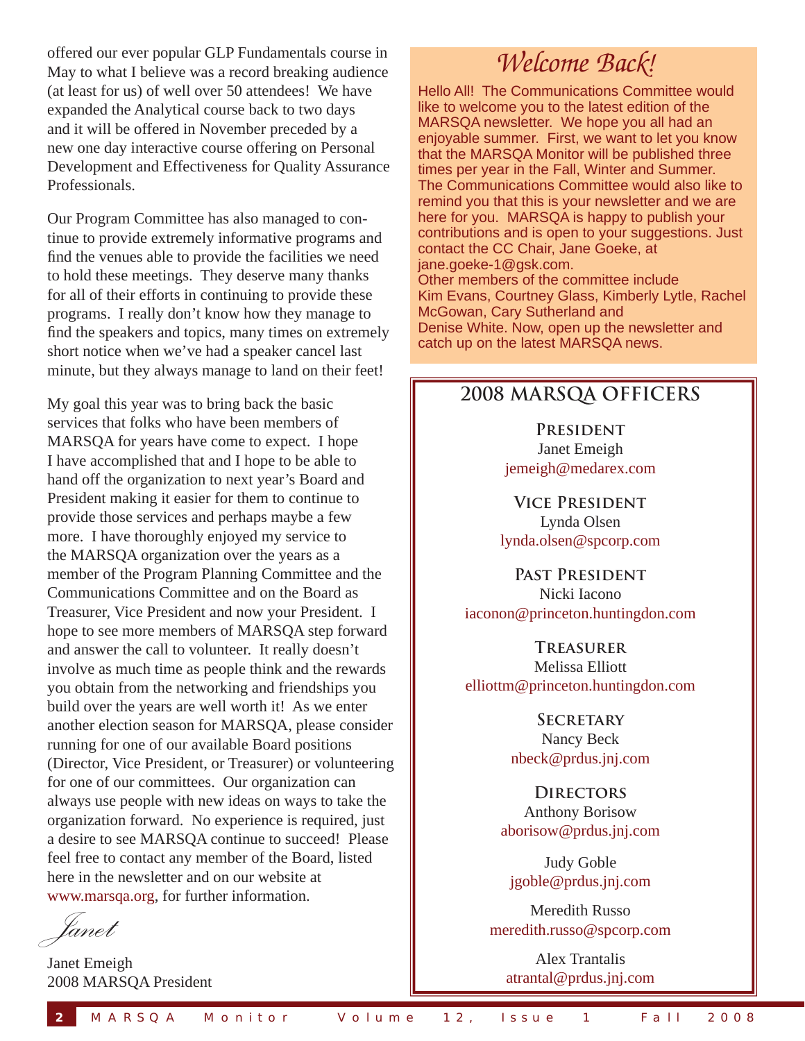offered our ever popular GLP Fundamentals course in May to what I believe was a record breaking audience (at least for us) of well over 50 attendees! We have expanded the Analytical course back to two days and it will be offered in November preceded by a new one day interactive course offering on Personal Development and Effectiveness for Quality Assurance Professionals.

Our Program Committee has also managed to continue to provide extremely informative programs and find the venues able to provide the facilities we need to hold these meetings. They deserve many thanks for all of their efforts in continuing to provide these programs. I really don't know how they manage to find the speakers and topics, many times on extremely short notice when we've had a speaker cancel last minute, but they always manage to land on their feet!

My goal this year was to bring back the basic services that folks who have been members of MARSQA for years have come to expect. I hope I have accomplished that and I hope to be able to hand off the organization to next year's Board and President making it easier for them to continue to provide those services and perhaps maybe a few more. I have thoroughly enjoyed my service to the MARSQA organization over the years as a member of the Program Planning Committee and the Communications Committee and on the Board as Treasurer, Vice President and now your President. I hope to see more members of MARSQA step forward and answer the call to volunteer. It really doesn't involve as much time as people think and the rewards you obtain from the networking and friendships you build over the years are well worth it! As we enter another election season for MARSQA, please consider running for one of our available Board positions (Director, Vice President, or Treasurer) or volunteering for one of our committees. Our organization can always use people with new ideas on ways to take the organization forward. No experience is required, just a desire to see MARSQA continue to succeed! Please feel free to contact any member of the Board, listed here in the newsletter and on our website at www.marsqa.org, for further information.

*Janet*

Janet Emeigh
2008 MARSQA President

## Welcome Back!

Hello All! The Communications Committee would like to welcome you to the latest edition of the MARSQA newsletter. We hope you all had an enjoyable summer. First, we want to let you know that the MARSQA Monitor will be published three times per year in the Fall, Winter and Summer. The Communications Committee would also like to remind you that this is your newsletter and we are here for you. MARSQA is happy to publish your contributions and is open to your suggestions. Just contact the CC Chair, Jane Goeke, at jane.goeke-1@gsk.com.
Other members of the committee include Kim Evans, Courtney Glass, Kimberly Lytle, Rachel McGowan, Cary Sutherland and Denise White. Now, open up the newsletter and catch up on the latest MARSQA news.

## 2008 MARSQA Officers

**President**
Janet Emeigh
jemeigh@medarex.com

**Vice President**
Lynda Olsen
lynda.olsen@spcorp.com

**Past President**
Nicki Iacono
iaconon@princeton.huntingdon.com

**Treasurer**
Melissa Elliott
elliottm@princeton.huntingdon.com

**Secretary**
Nancy Beck
nbeck@prdus.jnj.com

**Directors**
Anthony Borisow
aborisow@prdus.jnj.com

Judy Goble
jgoble@prdus.jnj.com

Meredith Russo
meredith.russo@spcorp.com

Alex Trantalis
atrantal@prdus.jnj.com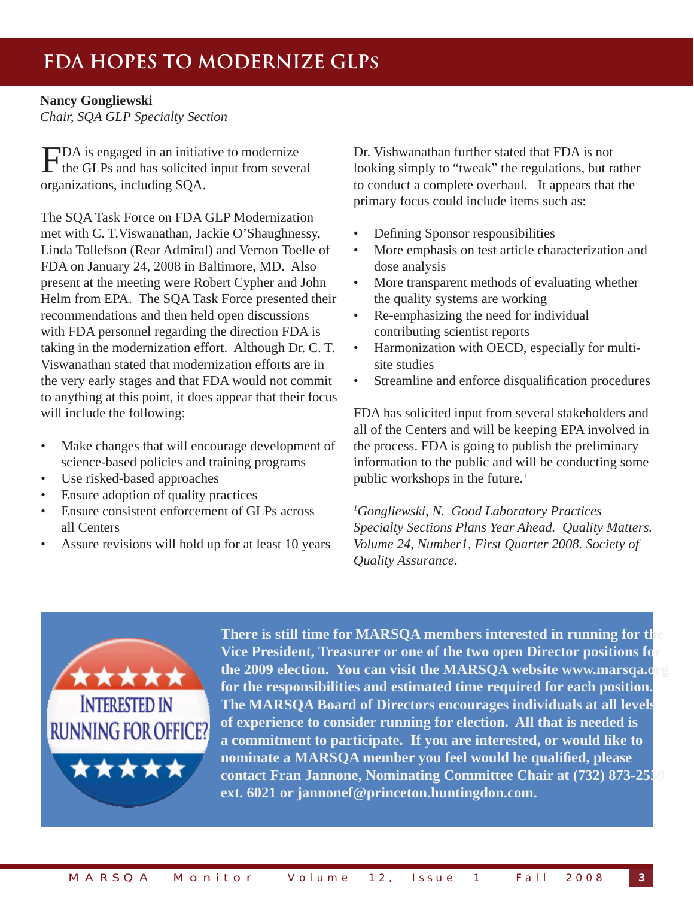# FDA HOPES TO MODERNIZE GLPs

**Nancy Gongliewski**
*Chair, SQA GLP Specialty Section*

FDA is engaged in an initiative to modernize the GLPs and has solicited input from several organizations, including SQA.

The SQA Task Force on FDA GLP Modernization met with C. T.Viswanathan, Jackie O'Shaughnessy, Linda Tollefson (Rear Admiral) and Vernon Toelle of FDA on January 24, 2008 in Baltimore, MD. Also present at the meeting were Robert Cypher and John Helm from EPA. The SQA Task Force presented their recommendations and then held open discussions with FDA personnel regarding the direction FDA is taking in the modernization effort. Although Dr. C. T. Viswanathan stated that modernization efforts are in the very early stages and that FDA would not commit to anything at this point, it does appear that their focus will include the following:

- Make changes that will encourage development of science-based policies and training programs
- Use risked-based approaches
- Ensure adoption of quality practices
- Ensure consistent enforcement of GLPs across all Centers
- Assure revisions will hold up for at least 10 years

Dr. Vishwanathan further stated that FDA is not looking simply to "tweak" the regulations, but rather to conduct a complete overhaul. It appears that the primary focus could include items such as:

- Defining Sponsor responsibilities
- More emphasis on test article characterization and dose analysis
- More transparent methods of evaluating whether the quality systems are working
- Re-emphasizing the need for individual contributing scientist reports
- Harmonization with OECD, especially for multi-site studies
- Streamline and enforce disqualification procedures

FDA has solicited input from several stakeholders and all of the Centers and will be keeping EPA involved in the process. FDA is going to publish the preliminary information to the public and will be conducting some public workshops in the future.[1]

[1]*Gongliewski, N. Good Laboratory Practices Specialty Sections Plans Year Ahead. Quality Matters. Volume 24, Number1, First Quarter 2008. Society of Quality Assurance*.

INTERESTED IN RUNNING FOR OFFICE?

**There is still time for MARSQA members interested in running for the Vice President, Treasurer or one of the two open Director positions for the 2009 election. You can visit the MARSQA website www.marsqa.org for the responsibilities and estimated time required for each position. The MARSQA Board of Directors encourages individuals at all levels of experience to consider running for election. All that is needed is a commitment to participate. If you are interested, or would like to nominate a MARSQA member you feel would be qualified, please contact Fran Jannone, Nominating Committee Chair at (732) 873-2550 ext. 6021 or jannonef@princeton.huntingdon.com.**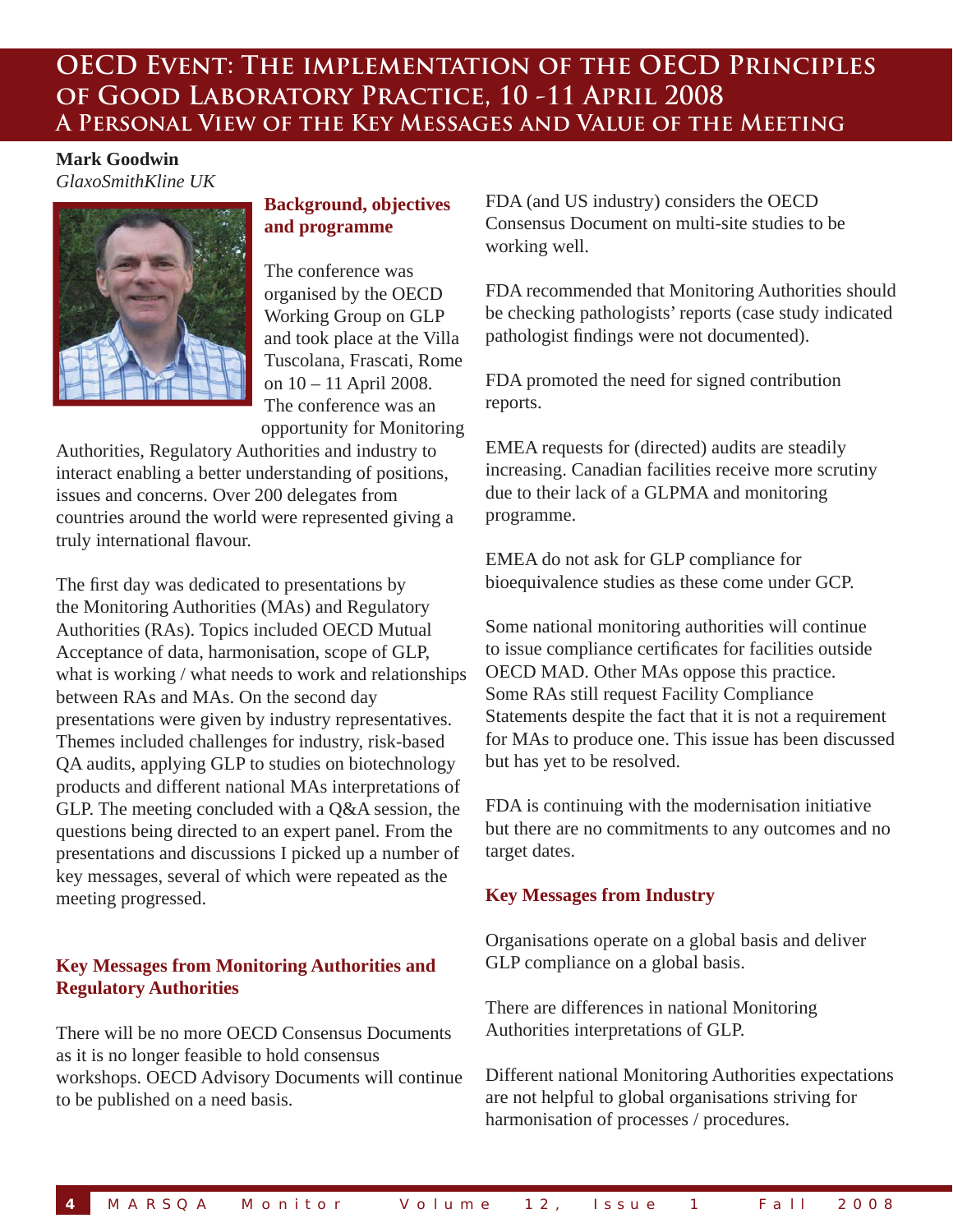# OECD Event: The implementation of the OECD Principles of Good Laboratory Practice, 10 -11 April 2008

## A Personal View of the Key Messages and Value of the Meeting

**Mark Goodwin**
*GlaxoSmithKline UK*

### Background, objectives and programme

The conference was organised by the OECD Working Group on GLP and took place at the Villa Tuscolana, Frascati, Rome on 10 – 11 April 2008. The conference was an opportunity for Monitoring Authorities, Regulatory Authorities and industry to interact enabling a better understanding of positions, issues and concerns. Over 200 delegates from countries around the world were represented giving a truly international flavour.

The first day was dedicated to presentations by the Monitoring Authorities (MAs) and Regulatory Authorities (RAs). Topics included OECD Mutual Acceptance of data, harmonisation, scope of GLP, what is working / what needs to work and relationships between RAs and MAs. On the second day presentations were given by industry representatives. Themes included challenges for industry, risk-based QA audits, applying GLP to studies on biotechnology products and different national MAs interpretations of GLP. The meeting concluded with a Q&A session, the questions being directed to an expert panel. From the presentations and discussions I picked up a number of key messages, several of which were repeated as the meeting progressed.

### Key Messages from Monitoring Authorities and Regulatory Authorities

There will be no more OECD Consensus Documents as it is no longer feasible to hold consensus workshops. OECD Advisory Documents will continue to be published on a need basis.

FDA (and US industry) considers the OECD Consensus Document on multi-site studies to be working well.

FDA recommended that Monitoring Authorities should be checking pathologists' reports (case study indicated pathologist findings were not documented).

FDA promoted the need for signed contribution reports.

EMEA requests for (directed) audits are steadily increasing. Canadian facilities receive more scrutiny due to their lack of a GLPMA and monitoring programme.

EMEA do not ask for GLP compliance for bioequivalence studies as these come under GCP.

Some national monitoring authorities will continue to issue compliance certificates for facilities outside OECD MAD. Other MAs oppose this practice. Some RAs still request Facility Compliance Statements despite the fact that it is not a requirement for MAs to produce one. This issue has been discussed but has yet to be resolved.

FDA is continuing with the modernisation initiative but there are no commitments to any outcomes and no target dates.

### Key Messages from Industry

Organisations operate on a global basis and deliver GLP compliance on a global basis.

There are differences in national Monitoring Authorities interpretations of GLP.

Different national Monitoring Authorities expectations are not helpful to global organisations striving for harmonisation of processes / procedures.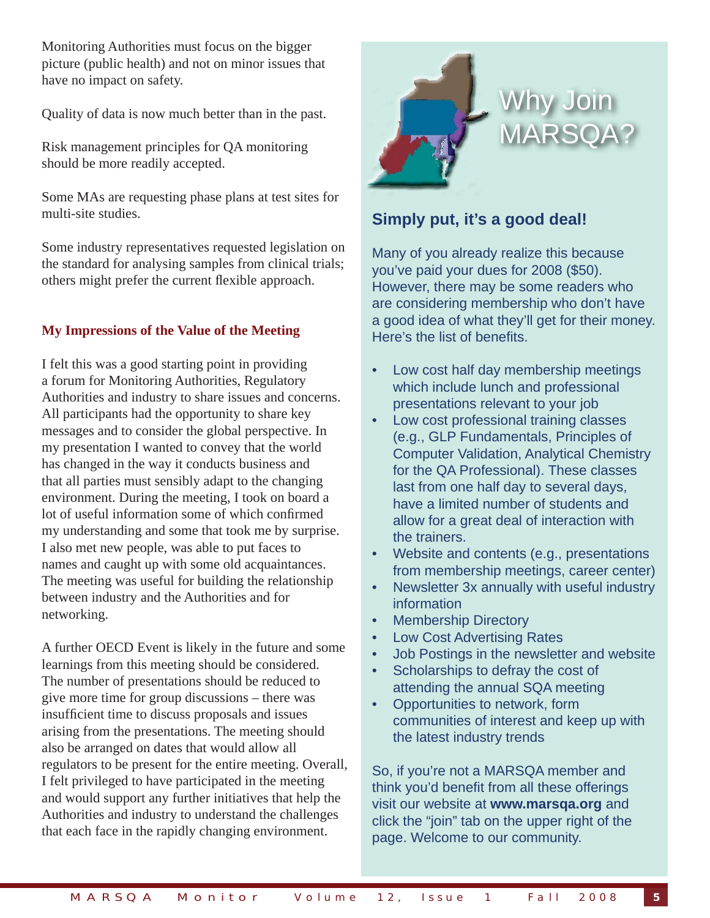Monitoring Authorities must focus on the bigger picture (public health) and not on minor issues that have no impact on safety.

Quality of data is now much better than in the past.

Risk management principles for QA monitoring should be more readily accepted.

Some MAs are requesting phase plans at test sites for multi-site studies.

Some industry representatives requested legislation on the standard for analysing samples from clinical trials; others might prefer the current flexible approach.

### My Impressions of the Value of the Meeting

I felt this was a good starting point in providing a forum for Monitoring Authorities, Regulatory Authorities and industry to share issues and concerns. All participants had the opportunity to share key messages and to consider the global perspective. In my presentation I wanted to convey that the world has changed in the way it conducts business and that all parties must sensibly adapt to the changing environment. During the meeting, I took on board a lot of useful information some of which confirmed my understanding and some that took me by surprise. I also met new people, was able to put faces to names and caught up with some old acquaintances. The meeting was useful for building the relationship between industry and the Authorities and for networking.

A further OECD Event is likely in the future and some learnings from this meeting should be considered. The number of presentations should be reduced to give more time for group discussions – there was insufficient time to discuss proposals and issues arising from the presentations. The meeting should also be arranged on dates that would allow all regulators to be present for the entire meeting. Overall, I felt privileged to have participated in the meeting and would support any further initiatives that help the Authorities and industry to understand the challenges that each face in the rapidly changing environment.

## Why Join MARSQA?

### Simply put, it's a good deal!

Many of you already realize this because you've paid your dues for 2008 ($50). However, there may be some readers who are considering membership who don't have a good idea of what they'll get for their money. Here's the list of benefits.

- Low cost half day membership meetings which include lunch and professional presentations relevant to your job
- Low cost professional training classes (e.g., GLP Fundamentals, Principles of Computer Validation, Analytical Chemistry for the QA Professional). These classes last from one half day to several days, have a limited number of students and allow for a great deal of interaction with the trainers.
- Website and contents (e.g., presentations from membership meetings, career center)
- Newsletter 3x annually with useful industry information
- Membership Directory
- Low Cost Advertising Rates
- Job Postings in the newsletter and website
- Scholarships to defray the cost of attending the annual SQA meeting
- Opportunities to network, form communities of interest and keep up with the latest industry trends

So, if you're not a MARSQA member and think you'd benefit from all these offerings visit our website at **www.marsqa.org** and click the "join" tab on the upper right of the page. Welcome to our community.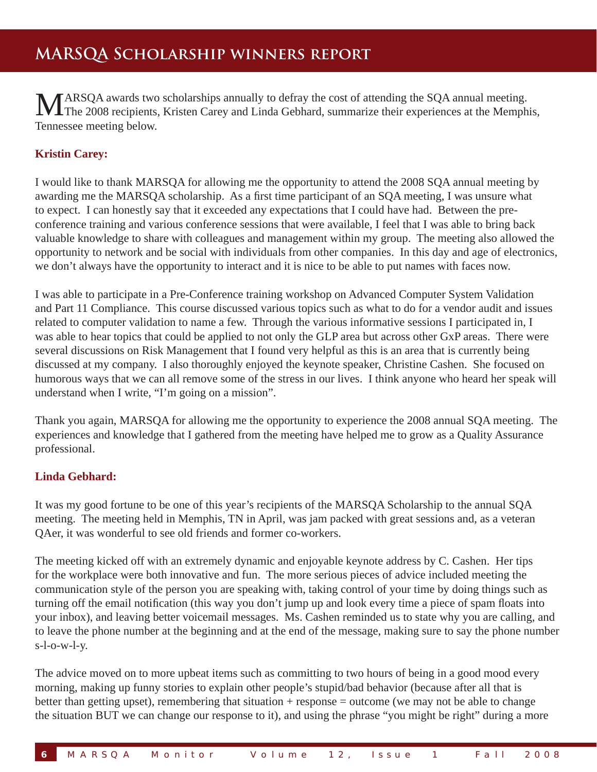# MARSQA Scholarship winners report

MARSQA awards two scholarships annually to defray the cost of attending the SQA annual meeting. The 2008 recipients, Kristen Carey and Linda Gebhard, summarize their experiences at the Memphis, Tennessee meeting below.

**Kristin Carey:**

I would like to thank MARSQA for allowing me the opportunity to attend the 2008 SQA annual meeting by awarding me the MARSQA scholarship. As a first time participant of an SQA meeting, I was unsure what to expect. I can honestly say that it exceeded any expectations that I could have had. Between the pre-conference training and various conference sessions that were available, I feel that I was able to bring back valuable knowledge to share with colleagues and management within my group. The meeting also allowed the opportunity to network and be social with individuals from other companies. In this day and age of electronics, we don't always have the opportunity to interact and it is nice to be able to put names with faces now.

I was able to participate in a Pre-Conference training workshop on Advanced Computer System Validation and Part 11 Compliance. This course discussed various topics such as what to do for a vendor audit and issues related to computer validation to name a few. Through the various informative sessions I participated in, I was able to hear topics that could be applied to not only the GLP area but across other GxP areas. There were several discussions on Risk Management that I found very helpful as this is an area that is currently being discussed at my company. I also thoroughly enjoyed the keynote speaker, Christine Cashen. She focused on humorous ways that we can all remove some of the stress in our lives. I think anyone who heard her speak will understand when I write, "I'm going on a mission".

Thank you again, MARSQA for allowing me the opportunity to experience the 2008 annual SQA meeting. The experiences and knowledge that I gathered from the meeting have helped me to grow as a Quality Assurance professional.

**Linda Gebhard:**

It was my good fortune to be one of this year's recipients of the MARSQA Scholarship to the annual SQA meeting. The meeting held in Memphis, TN in April, was jam packed with great sessions and, as a veteran QAer, it was wonderful to see old friends and former co-workers.

The meeting kicked off with an extremely dynamic and enjoyable keynote address by C. Cashen. Her tips for the workplace were both innovative and fun. The more serious pieces of advice included meeting the communication style of the person you are speaking with, taking control of your time by doing things such as turning off the email notification (this way you don't jump up and look every time a piece of spam floats into your inbox), and leaving better voicemail messages. Ms. Cashen reminded us to state why you are calling, and to leave the phone number at the beginning and at the end of the message, making sure to say the phone number s-l-o-w-l-y.

The advice moved on to more upbeat items such as committing to two hours of being in a good mood every morning, making up funny stories to explain other people's stupid/bad behavior (because after all that is better than getting upset), remembering that situation + response = outcome (we may not be able to change the situation BUT we can change our response to it), and using the phrase "you might be right" during a more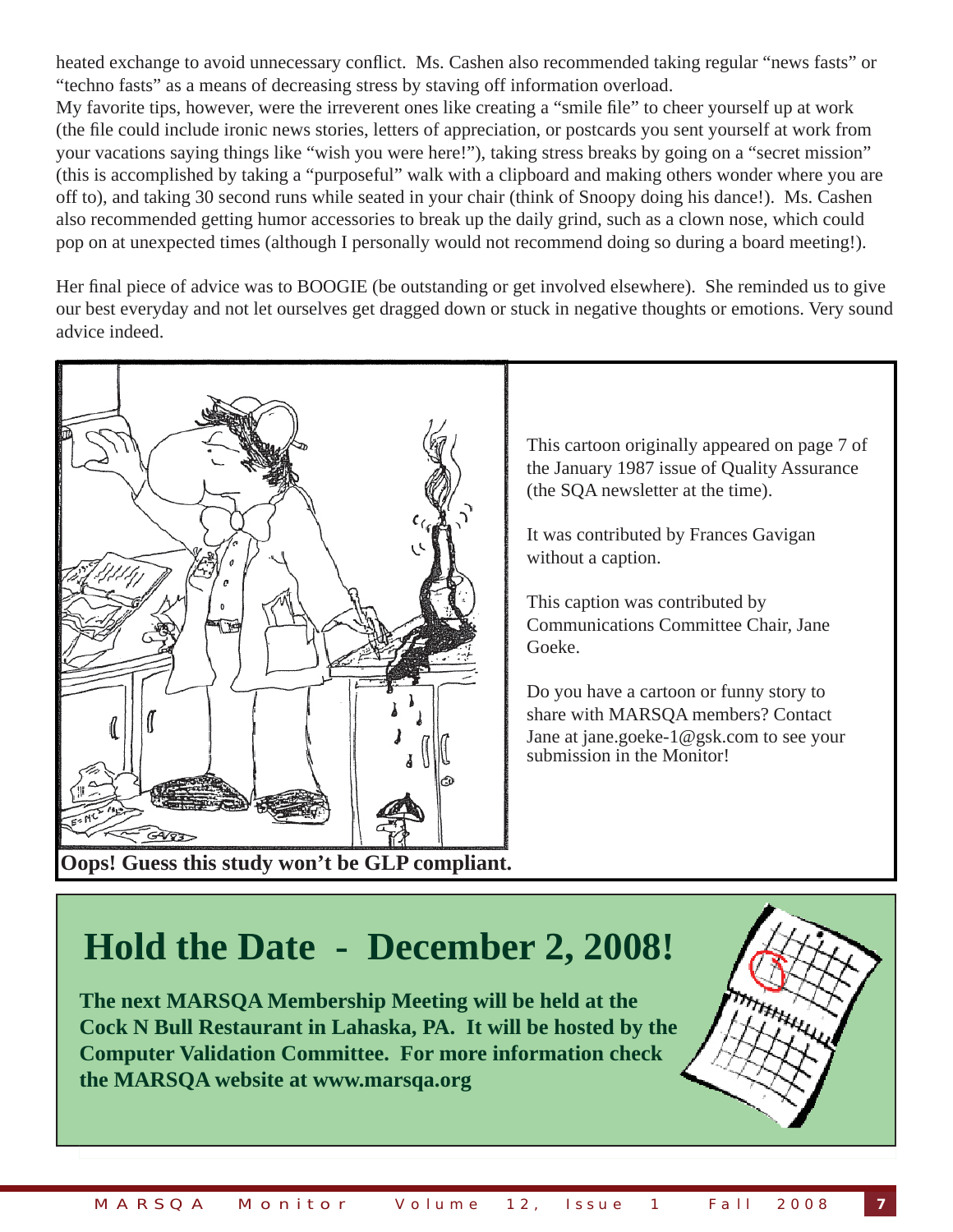heated exchange to avoid unnecessary conflict. Ms. Cashen also recommended taking regular "news fasts" or "techno fasts" as a means of decreasing stress by staving off information overload.

My favorite tips, however, were the irreverent ones like creating a "smile file" to cheer yourself up at work (the file could include ironic news stories, letters of appreciation, or postcards you sent yourself at work from your vacations saying things like "wish you were here!"), taking stress breaks by going on a "secret mission" (this is accomplished by taking a "purposeful" walk with a clipboard and making others wonder where you are off to), and taking 30 second runs while seated in your chair (think of Snoopy doing his dance!). Ms. Cashen also recommended getting humor accessories to break up the daily grind, such as a clown nose, which could pop on at unexpected times (although I personally would not recommend doing so during a board meeting!).

Her final piece of advice was to BOOGIE (be outstanding or get involved elsewhere). She reminded us to give our best everyday and not let ourselves get dragged down or stuck in negative thoughts or emotions. Very sound advice indeed.

**Oops! Guess this study won't be GLP compliant.**

This cartoon originally appeared on page 7 of the January 1987 issue of Quality Assurance (the SQA newsletter at the time).

It was contributed by Frances Gavigan without a caption.

This caption was contributed by Communications Committee Chair, Jane Goeke.

Do you have a cartoon or funny story to share with MARSQA members? Contact Jane at jane.goeke-1@gsk.com to see your submission in the Monitor!

# Hold the Date - December 2, 2008!

**The next MARSQA Membership Meeting will be held at the Cock N Bull Restaurant in Lahaska, PA. It will be hosted by the Computer Validation Committee. For more information check the MARSQA website at www.marsqa.org**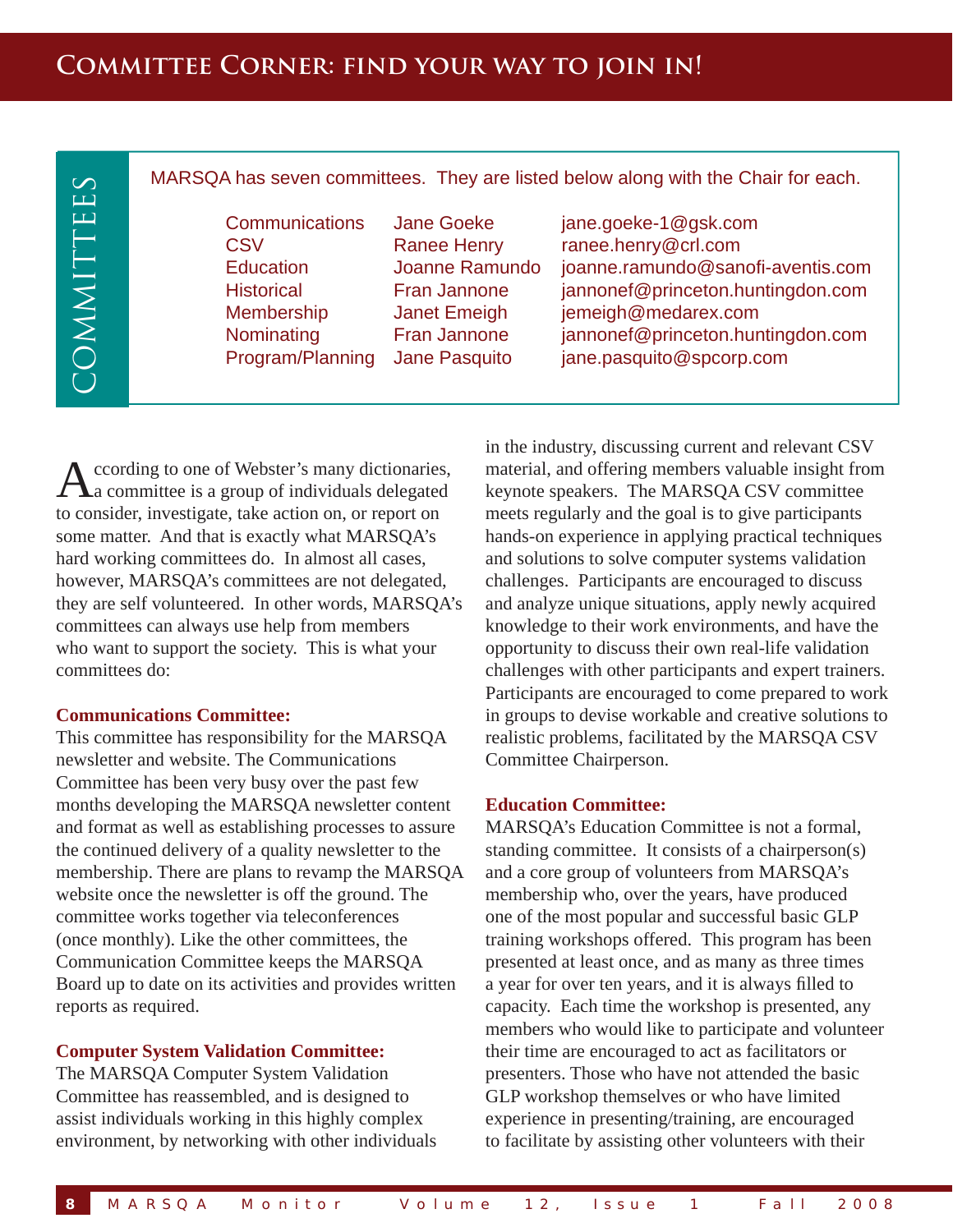# Committee Corner: find your way to join in!

## COMMITTEES

MARSQA has seven committees. They are listed below along with the Chair for each.

| | | |
|---|---|---|
| Communications | Jane Goeke | jane.goeke-1@gsk.com |
| CSV | Ranee Henry | ranee.henry@crl.com |
| Education | Joanne Ramundo | joanne.ramundo@sanofi-aventis.com |
| Historical | Fran Jannone | jannonef@princeton.huntingdon.com |
| Membership | Janet Emeigh | jemeigh@medarex.com |
| Nominating | Fran Jannone | jannonef@princeton.huntingdon.com |
| Program/Planning | Jane Pasquito | jane.pasquito@spcorp.com |

According to one of Webster's many dictionaries, a committee is a group of individuals delegated to consider, investigate, take action on, or report on some matter. And that is exactly what MARSQA's hard working committees do. In almost all cases, however, MARSQA's committees are not delegated, they are self volunteered. In other words, MARSQA's committees can always use help from members who want to support the society. This is what your committees do:

**Communications Committee:**
This committee has responsibility for the MARSQA newsletter and website. The Communications Committee has been very busy over the past few months developing the MARSQA newsletter content and format as well as establishing processes to assure the continued delivery of a quality newsletter to the membership. There are plans to revamp the MARSQA website once the newsletter is off the ground. The committee works together via teleconferences (once monthly). Like the other committees, the Communication Committee keeps the MARSQA Board up to date on its activities and provides written reports as required.

**Computer System Validation Committee:**
The MARSQA Computer System Validation Committee has reassembled, and is designed to assist individuals working in this highly complex environment, by networking with other individuals in the industry, discussing current and relevant CSV material, and offering members valuable insight from keynote speakers. The MARSQA CSV committee meets regularly and the goal is to give participants hands-on experience in applying practical techniques and solutions to solve computer systems validation challenges. Participants are encouraged to discuss and analyze unique situations, apply newly acquired knowledge to their work environments, and have the opportunity to discuss their own real-life validation challenges with other participants and expert trainers. Participants are encouraged to come prepared to work in groups to devise workable and creative solutions to realistic problems, facilitated by the MARSQA CSV Committee Chairperson.

**Education Committee:**
MARSQA's Education Committee is not a formal, standing committee. It consists of a chairperson(s) and a core group of volunteers from MARSQA's membership who, over the years, have produced one of the most popular and successful basic GLP training workshops offered. This program has been presented at least once, and as many as three times a year for over ten years, and it is always filled to capacity. Each time the workshop is presented, any members who would like to participate and volunteer their time are encouraged to act as facilitators or presenters. Those who have not attended the basic GLP workshop themselves or who have limited experience in presenting/training, are encouraged to facilitate by assisting other volunteers with their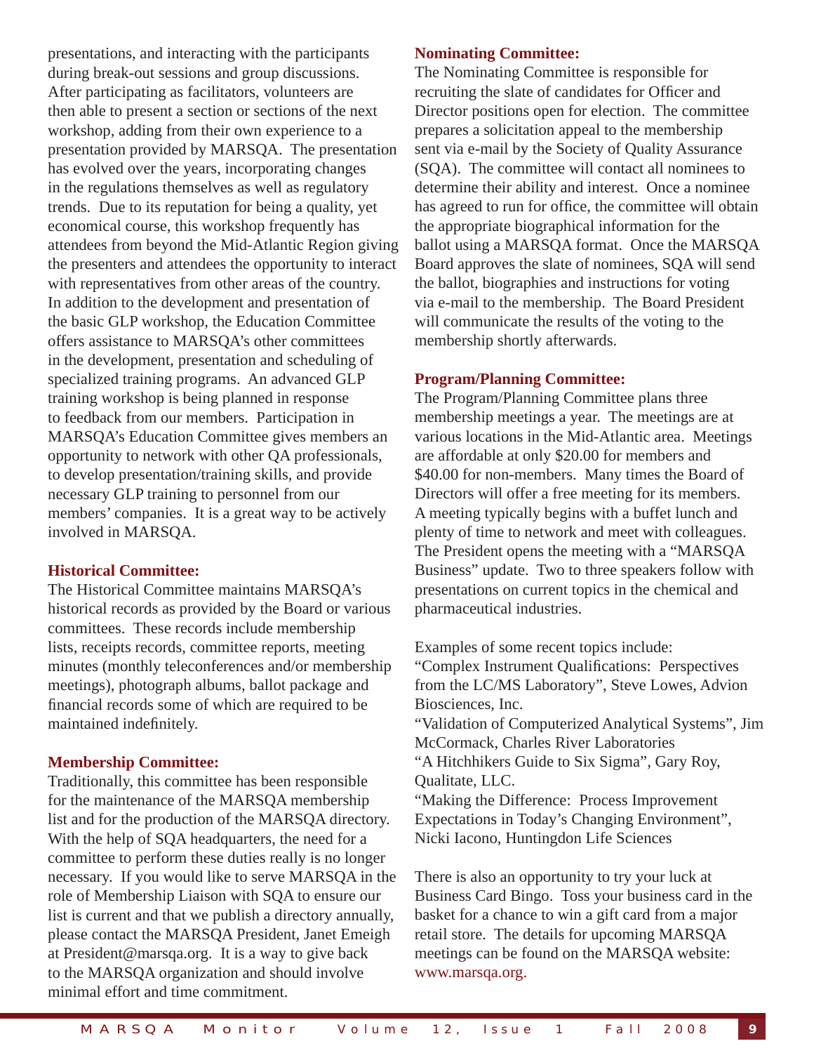presentations, and interacting with the participants during break-out sessions and group discussions. After participating as facilitators, volunteers are then able to present a section or sections of the next workshop, adding from their own experience to a presentation provided by MARSQA. The presentation has evolved over the years, incorporating changes in the regulations themselves as well as regulatory trends. Due to its reputation for being a quality, yet economical course, this workshop frequently has attendees from beyond the Mid-Atlantic Region giving the presenters and attendees the opportunity to interact with representatives from other areas of the country. In addition to the development and presentation of the basic GLP workshop, the Education Committee offers assistance to MARSQA's other committees in the development, presentation and scheduling of specialized training programs. An advanced GLP training workshop is being planned in response to feedback from our members. Participation in MARSQA's Education Committee gives members an opportunity to network with other QA professionals, to develop presentation/training skills, and provide necessary GLP training to personnel from our members' companies. It is a great way to be actively involved in MARSQA.

**Historical Committee:**

The Historical Committee maintains MARSQA's historical records as provided by the Board or various committees. These records include membership lists, receipts records, committee reports, meeting minutes (monthly teleconferences and/or membership meetings), photograph albums, ballot package and financial records some of which are required to be maintained indefinitely.

**Membership Committee:**

Traditionally, this committee has been responsible for the maintenance of the MARSQA membership list and for the production of the MARSQA directory. With the help of SQA headquarters, the need for a committee to perform these duties really is no longer necessary. If you would like to serve MARSQA in the role of Membership Liaison with SQA to ensure our list is current and that we publish a directory annually, please contact the MARSQA President, Janet Emeigh at President@marsqa.org. It is a way to give back to the MARSQA organization and should involve minimal effort and time commitment.

**Nominating Committee:**

The Nominating Committee is responsible for recruiting the slate of candidates for Officer and Director positions open for election. The committee prepares a solicitation appeal to the membership sent via e-mail by the Society of Quality Assurance (SQA). The committee will contact all nominees to determine their ability and interest. Once a nominee has agreed to run for office, the committee will obtain the appropriate biographical information for the ballot using a MARSQA format. Once the MARSQA Board approves the slate of nominees, SQA will send the ballot, biographies and instructions for voting via e-mail to the membership. The Board President will communicate the results of the voting to the membership shortly afterwards.

**Program/Planning Committee:**

The Program/Planning Committee plans three membership meetings a year. The meetings are at various locations in the Mid-Atlantic area. Meetings are affordable at only $20.00 for members and $40.00 for non-members. Many times the Board of Directors will offer a free meeting for its members. A meeting typically begins with a buffet lunch and plenty of time to network and meet with colleagues. The President opens the meeting with a "MARSQA Business" update. Two to three speakers follow with presentations on current topics in the chemical and pharmaceutical industries.

Examples of some recent topics include:
"Complex Instrument Qualifications: Perspectives from the LC/MS Laboratory", Steve Lowes, Advion Biosciences, Inc.
"Validation of Computerized Analytical Systems", Jim McCormack, Charles River Laboratories
"A Hitchhikers Guide to Six Sigma", Gary Roy, Qualitate, LLC.
"Making the Difference: Process Improvement Expectations in Today's Changing Environment", Nicki Iacono, Huntingdon Life Sciences

There is also an opportunity to try your luck at Business Card Bingo. Toss your business card in the basket for a chance to win a gift card from a major retail store. The details for upcoming MARSQA meetings can be found on the MARSQA website: www.marsqa.org.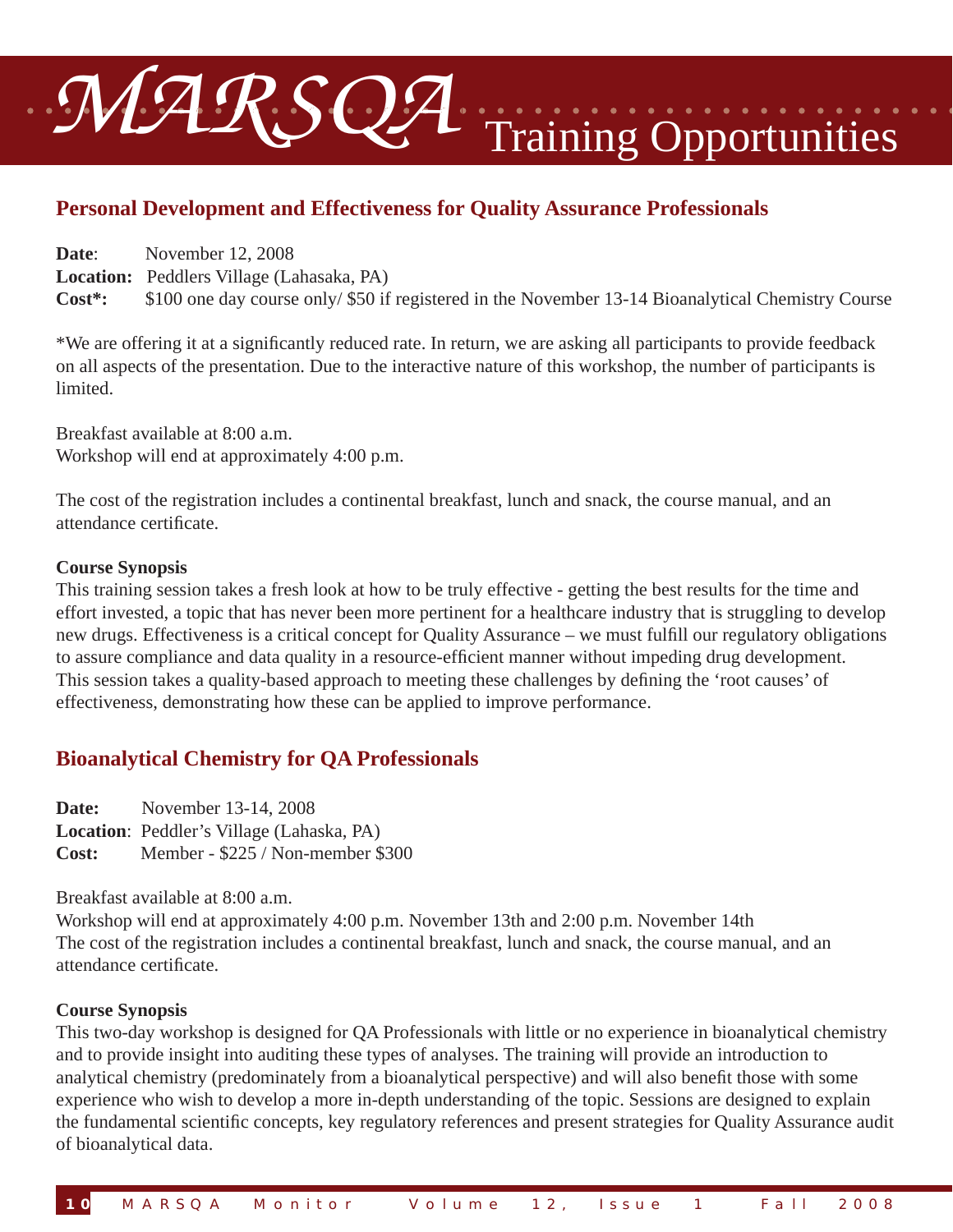# MARSQA Training Opportunities

## Personal Development and Effectiveness for Quality Assurance Professionals

**Date**: November 12, 2008  
**Location:** Peddlers Village (Lahasaka, PA)  
**Cost*:** $100 one day course only/ $50 if registered in the November 13-14 Bioanalytical Chemistry Course

*We are offering it at a significantly reduced rate. In return, we are asking all participants to provide feedback on all aspects of the presentation. Due to the interactive nature of this workshop, the number of participants is limited.

Breakfast available at 8:00 a.m.  
Workshop will end at approximately 4:00 p.m.

The cost of the registration includes a continental breakfast, lunch and snack, the course manual, and an attendance certificate.

**Course Synopsis**  
This training session takes a fresh look at how to be truly effective - getting the best results for the time and effort invested, a topic that has never been more pertinent for a healthcare industry that is struggling to develop new drugs. Effectiveness is a critical concept for Quality Assurance – we must fulfill our regulatory obligations to assure compliance and data quality in a resource-efficient manner without impeding drug development. This session takes a quality-based approach to meeting these challenges by defining the 'root causes' of effectiveness, demonstrating how these can be applied to improve performance.

## Bioanalytical Chemistry for QA Professionals

**Date:** November 13-14, 2008  
**Location**: Peddler's Village (Lahaska, PA)  
**Cost:** Member - $225 / Non-member $300

Breakfast available at 8:00 a.m.  
Workshop will end at approximately 4:00 p.m. November 13th and 2:00 p.m. November 14th  
The cost of the registration includes a continental breakfast, lunch and snack, the course manual, and an attendance certificate.

**Course Synopsis**  
This two-day workshop is designed for QA Professionals with little or no experience in bioanalytical chemistry and to provide insight into auditing these types of analyses. The training will provide an introduction to analytical chemistry (predominately from a bioanalytical perspective) and will also benefit those with some experience who wish to develop a more in-depth understanding of the topic. Sessions are designed to explain the fundamental scientific concepts, key regulatory references and present strategies for Quality Assurance audit of bioanalytical data.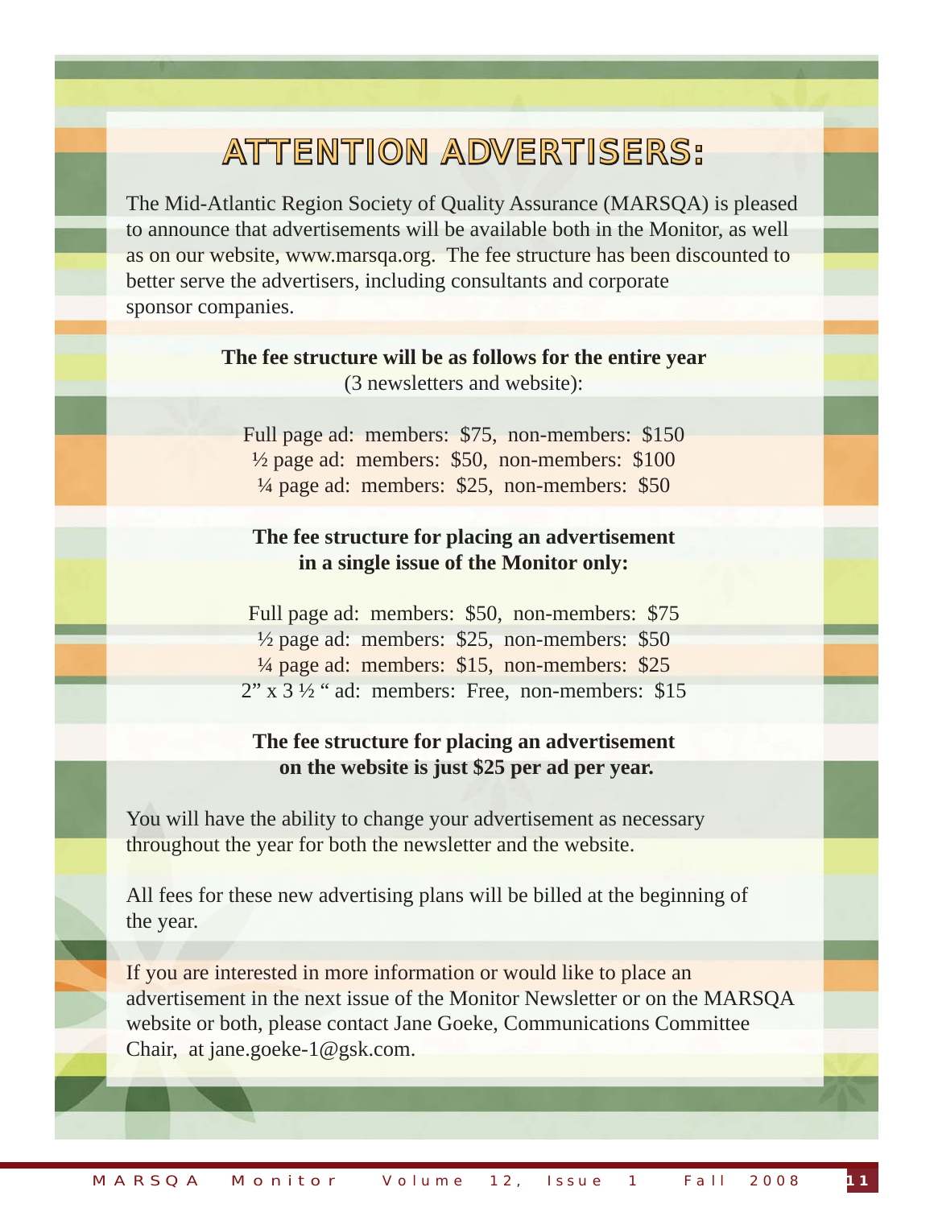# ATTENTION ADVERTISERS:

The Mid-Atlantic Region Society of Quality Assurance (MARSQA) is pleased to announce that advertisements will be available both in the Monitor, as well as on our website, www.marsqa.org. The fee structure has been discounted to better serve the advertisers, including consultants and corporate sponsor companies.

**The fee structure will be as follows for the entire year**
(3 newsletters and website):

Full page ad: members: $75, non-members: $150
½ page ad: members: $50, non-members: $100
¼ page ad: members: $25, non-members: $50

**The fee structure for placing an advertisement in a single issue of the Monitor only:**

Full page ad: members: $50, non-members: $75
½ page ad: members: $25, non-members: $50
¼ page ad: members: $15, non-members: $25
2" x 3 ½ " ad: members: Free, non-members: $15

**The fee structure for placing an advertisement on the website is just $25 per ad per year.**

You will have the ability to change your advertisement as necessary throughout the year for both the newsletter and the website.

All fees for these new advertising plans will be billed at the beginning of the year.

If you are interested in more information or would like to place an advertisement in the next issue of the Monitor Newsletter or on the MARSQA website or both, please contact Jane Goeke, Communications Committee Chair, at jane.goeke-1@gsk.com.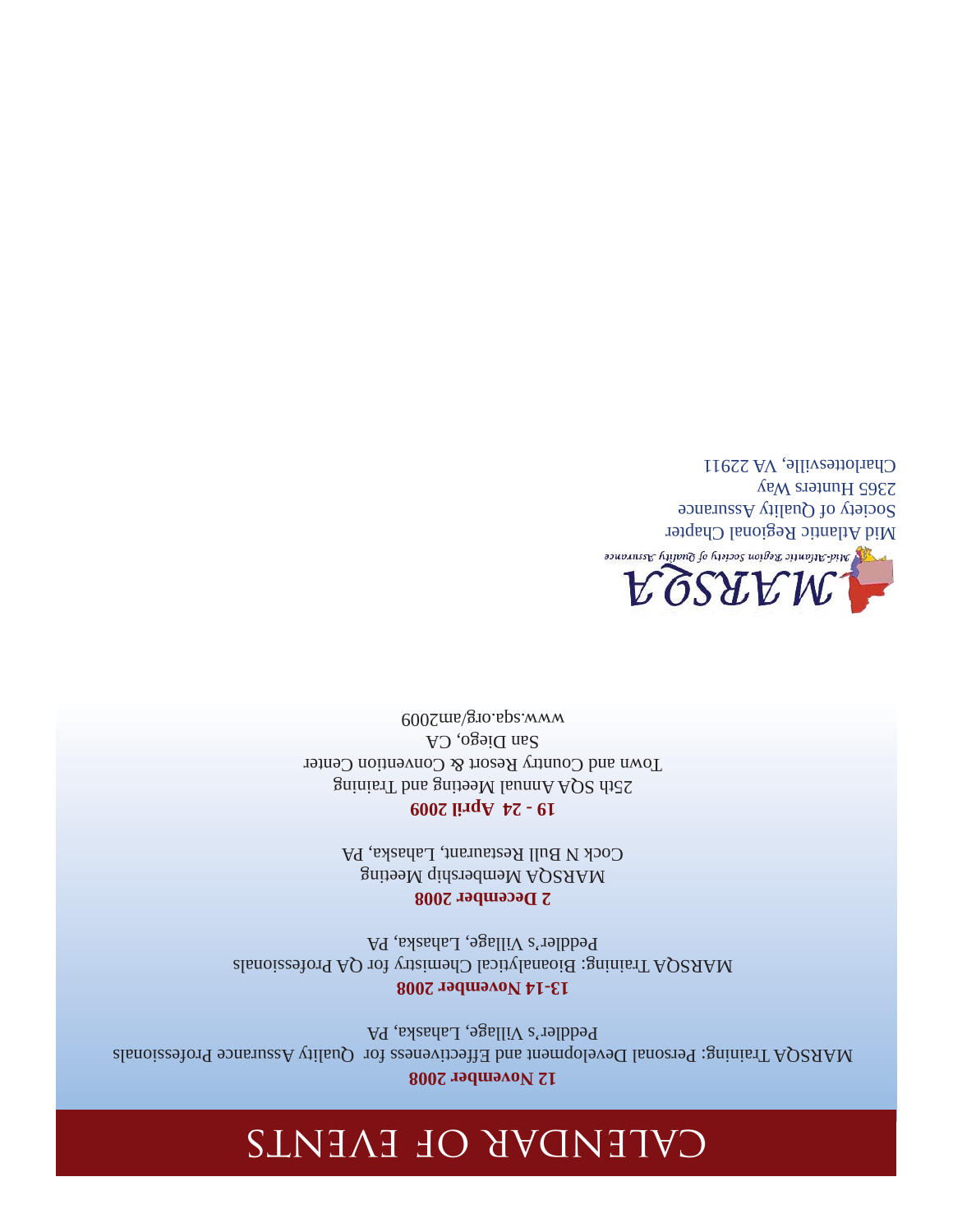# Calendar of Events

**12 November 2008**

MARSQA Training: Personal Development and Effectiveness for Quality Assurance Professionals
Peddler's Village, Lahaska, PA

**13-14 November 2008**

MARSQA Training: Bioanalytical Chemistry for QA Professionals
Peddler's Village, Lahaska, PA

**2 December 2008**

MARSQA Membership Meeting
Cock N Bull Restaurant, Lahaska, PA

**19 - 24 April 2009**

25th SQA Annual Meeting and Training
Town and Country Resort & Convention Center
San Diego, CA
www.sqa.org/am2009

MARSQA
Mid-Atlantic Region Society of Quality Assurance

Mid Atlantic Regional Chapter
Society of Quality Assurance
2365 Hunters Way
Charlottesville, VA 22911